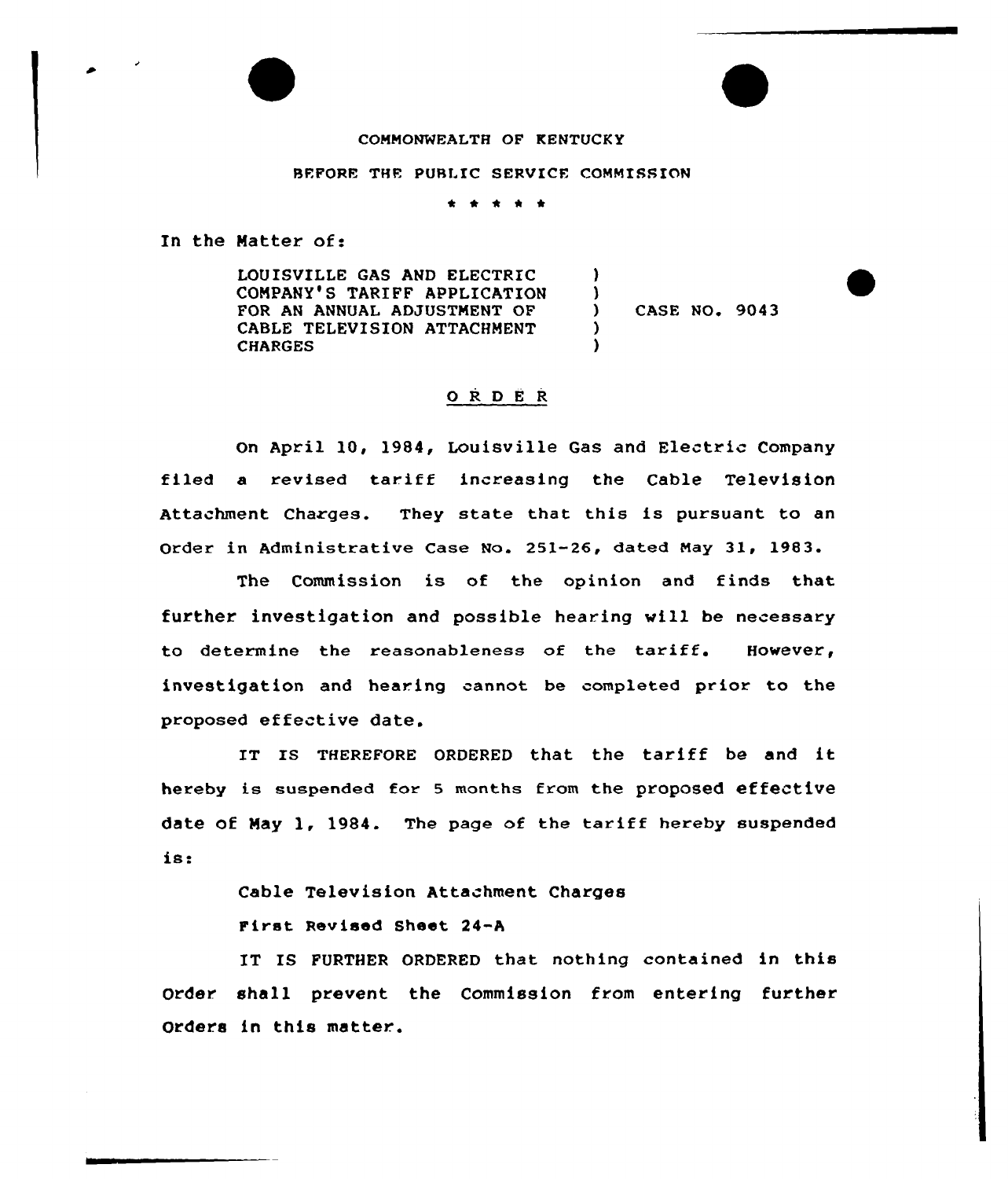COMMONWEALTH OF KENTUCKY

BEFORE THE PUBLIC SERVICE COMMISSION

\* \* \* \* \*

In the Matter of:

| | | |
|---|---|---|
| LOUISVILLE GAS AND ELECTRIC COMPANY'S TARIFF APPLICATION FOR AN ANNUAL ADJUSTMENT OF CABLE TELEVISION ATTACHMENT CHARGES | ) ) ) ) ) | CASE NO. 9043 |

## O R D E R

On April 10, 1984, Louisville Gas and Electric Company filed a revised tariff increasing the Cable Television Attachment Charges. They state that this is pursuant to an Order in Administrative Case No. 251-26, dated May 31, 1983.

The Commission is of the opinion and finds that further investigation and possible hearing will be necessary to determine the reasonableness of the tariff. However, investigation and hearing cannot be completed prior to the proposed effective date.

IT IS THEREFORE ORDERED that the tariff be and it hereby is suspended for 5 months from the proposed effective date of May 1, 1984. The page of the tariff hereby suspended is:

Cable Television Attachment Charges

First Revised Sheet 24-A

IT IS FURTHER ORDERED that nothing contained in this Order shall prevent the Commission from entering further Orders in this matter.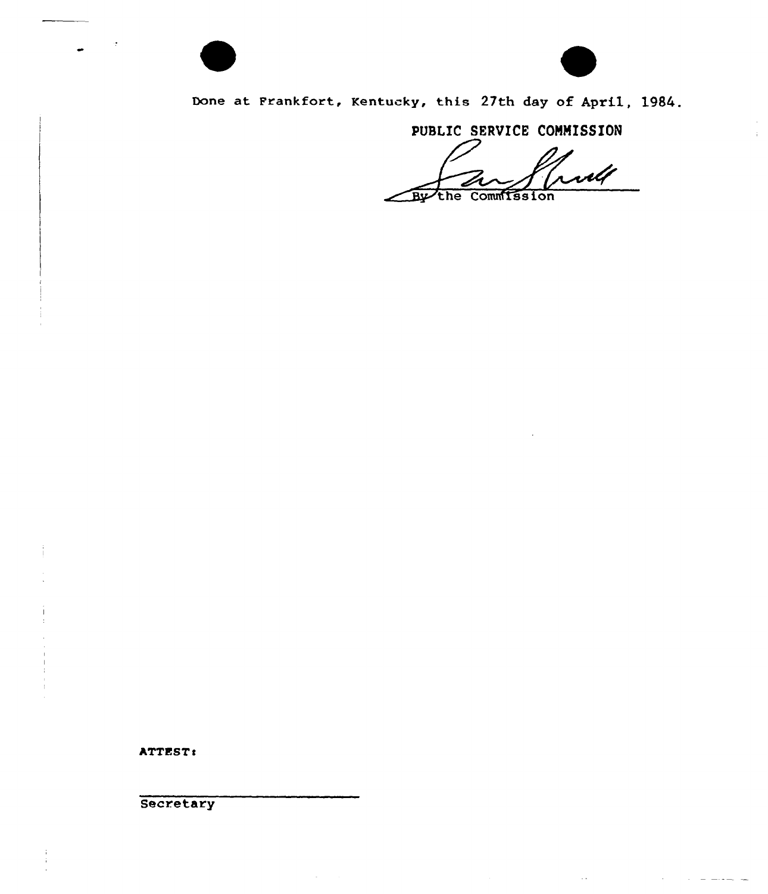Done at Frankfort, Kentucky, this 27th day of April, 1984.

PUBLIC SERVICE COMMISSION

By the Commission

ATTEST:

Secretary